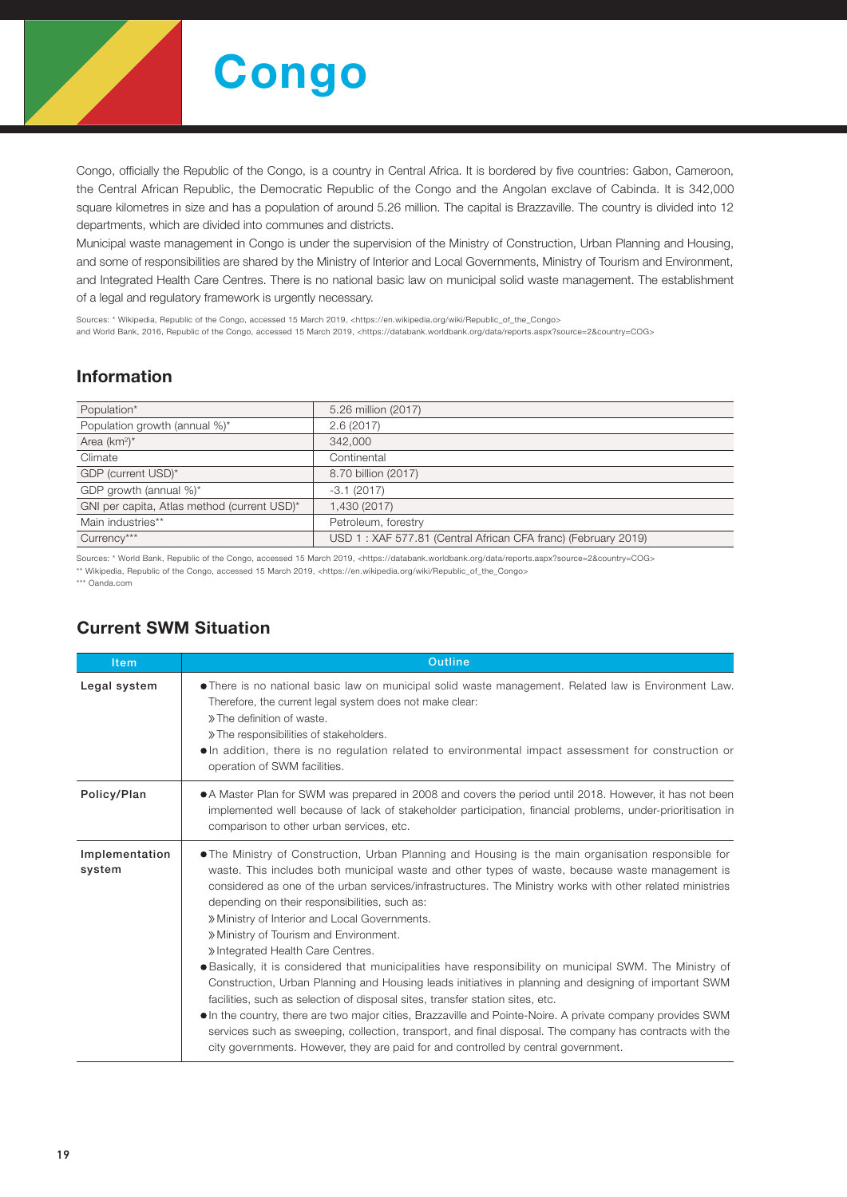# Congo

Congo, officially the Republic of the Congo, is a country in Central Africa. It is bordered by five countries: Gabon, Cameroon, the Central African Republic, the Democratic Republic of the Congo and the Angolan exclave of Cabinda. It is 342,000 square kilometres in size and has a population of around 5.26 million. The capital is Brazzaville. The country is divided into 12 departments, which are divided into communes and districts.

Municipal waste management in Congo is under the supervision of the Ministry of Construction, Urban Planning and Housing, and some of responsibilities are shared by the Ministry of Interior and Local Governments, Ministry of Tourism and Environment, and Integrated Health Care Centres. There is no national basic law on municipal solid waste management. The establishment of a legal and regulatory framework is urgently necessary.

Sources: * Wikipedia, Republic of the Congo, accessed 15 March 2019, <https://en.wikipedia.org/wiki/Republic_of_the_Congo>
and World Bank, 2016, Republic of the Congo, accessed 15 March 2019, <https://databank.worldbank.org/data/reports.aspx?source=2&country=COG>

## Information

| | |
|---|---|
| Population* | 5.26 million (2017) |
| Population growth (annual %)* | 2.6 (2017) |
| Area (km²)* | 342,000 |
| Climate | Continental |
| GDP (current USD)* | 8.70 billion (2017) |
| GDP growth (annual %)* | -3.1 (2017) |
| GNI per capita, Atlas method (current USD)* | 1,430 (2017) |
| Main industries** | Petroleum, forestry |
| Currency*** | USD 1 : XAF 577.81 (Central African CFA franc) (February 2019) |

Sources: * World Bank, Republic of the Congo, accessed 15 March 2019, <https://databank.worldbank.org/data/reports.aspx?source=2&country=COG>
** Wikipedia, Republic of the Congo, accessed 15 March 2019, <https://en.wikipedia.org/wiki/Republic_of_the_Congo>
*** Oanda.com

## Current SWM Situation

| Item | Outline |
|---|---|
| Legal system | ● There is no national basic law on municipal solid waste management. Related law is Environment Law. Therefore, the current legal system does not make clear:<br>» The definition of waste.<br>» The responsibilities of stakeholders.<br>● In addition, there is no regulation related to environmental impact assessment for construction or operation of SWM facilities. |
| Policy/Plan | ● A Master Plan for SWM was prepared in 2008 and covers the period until 2018. However, it has not been implemented well because of lack of stakeholder participation, financial problems, under-prioritisation in comparison to other urban services, etc. |
| Implementation system | ● The Ministry of Construction, Urban Planning and Housing is the main organisation responsible for waste. This includes both municipal waste and other types of waste, because waste management is considered as one of the urban services/infrastructures. The Ministry works with other related ministries depending on their responsibilities, such as:<br>» Ministry of Interior and Local Governments.<br>» Ministry of Tourism and Environment.<br>» Integrated Health Care Centres.<br>● Basically, it is considered that municipalities have responsibility on municipal SWM. The Ministry of Construction, Urban Planning and Housing leads initiatives in planning and designing of important SWM facilities, such as selection of disposal sites, transfer station sites, etc.<br>● In the country, there are two major cities, Brazzaville and Pointe-Noire. A private company provides SWM services such as sweeping, collection, transport, and final disposal. The company has contracts with the city governments. However, they are paid for and controlled by central government. |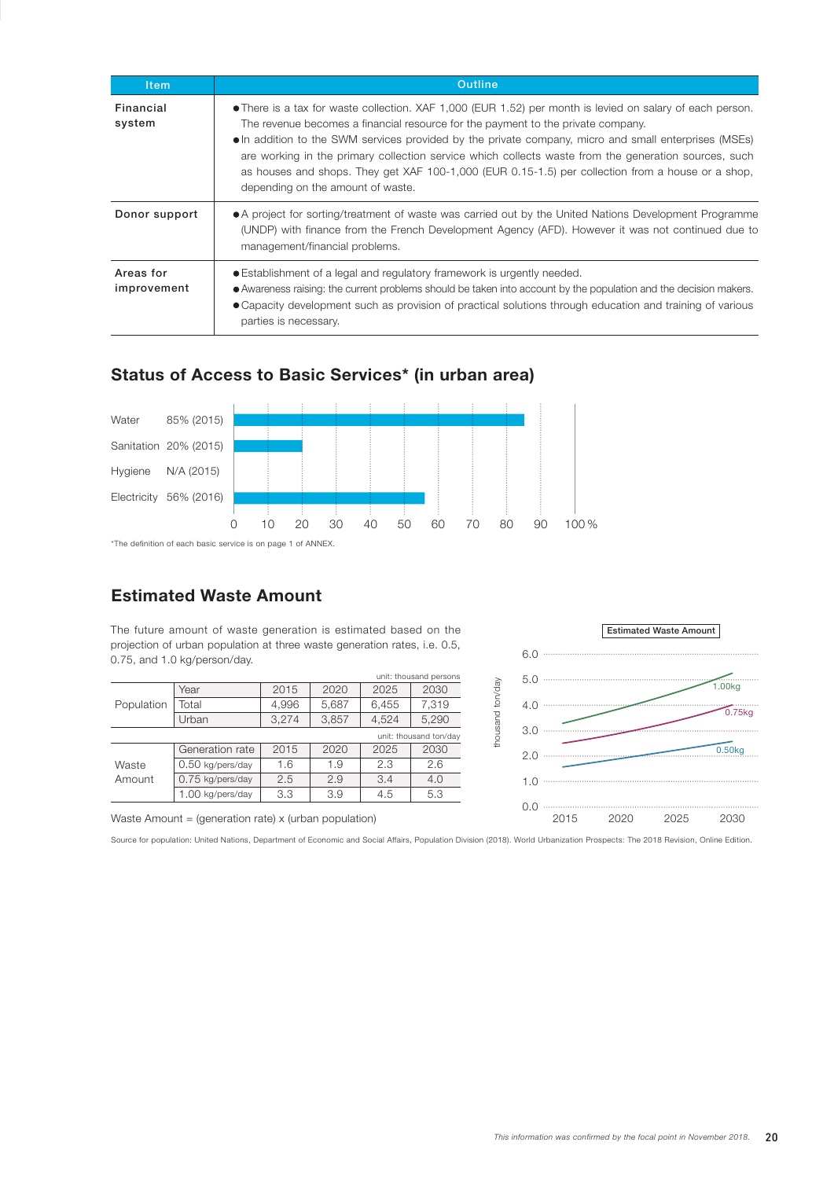| Item | Outline |
|---|---|
| Financial system | ● There is a tax for waste collection. XAF 1,000 (EUR 1.52) per month is levied on salary of each person. The revenue becomes a financial resource for the payment to the private company.<br>● In addition to the SWM services provided by the private company, micro and small enterprises (MSEs) are working in the primary collection service which collects waste from the generation sources, such as houses and shops. They get XAF 100-1,000 (EUR 0.15-1.5) per collection from a house or a shop, depending on the amount of waste. |
| Donor support | ● A project for sorting/treatment of waste was carried out by the United Nations Development Programme (UNDP) with finance from the French Development Agency (AFD). However it was not continued due to management/financial problems. |
| Areas for improvement | ● Establishment of a legal and regulatory framework is urgently needed.<br>● Awareness raising: the current problems should be taken into account by the population and the decision makers.<br>● Capacity development such as provision of practical solutions through education and training of various parties is necessary. |

## Status of Access to Basic Services* (in urban area)

Water 85% (2015)
Sanitation 20% (2015)
Hygiene N/A (2015)
Electricity 56% (2016)

0 10 20 30 40 50 60 70 80 90 100 %

*The definition of each basic service is on page 1 of ANNEX.

## Estimated Waste Amount

The future amount of waste generation is estimated based on the projection of urban population at three waste generation rates, i.e. 0.5, 0.75, and 1.0 kg/person/day.

unit: thousand persons

| | Year | 2015 | 2020 | 2025 | 2030 |
|---|---|---|---|---|---|
| Population | Total | 4,996 | 5,687 | 6,455 | 7,319 |
| | Urban | 3,274 | 3,857 | 4,524 | 5,290 |

unit: thousand ton/day

| | Generation rate | 2015 | 2020 | 2025 | 2030 |
|---|---|---|---|---|---|
| Waste Amount | 0.50 kg/pers/day | 1.6 | 1.9 | 2.3 | 2.6 |
| | 0.75 kg/pers/day | 2.5 | 2.9 | 3.4 | 4.0 |
| | 1.00 kg/pers/day | 3.3 | 3.9 | 4.5 | 5.3 |

Waste Amount = (generation rate) x (urban population)

Estimated Waste Amount

thousand ton/day

6.0
5.0
4.0
3.0
2.0
1.0
0.0

2015 2020 2025 2030

1.00kg
0.75kg
0.50kg

Source for population: United Nations, Department of Economic and Social Affairs, Population Division (2018). World Urbanization Prospects: The 2018 Revision, Online Edition.

*This information was confirmed by the focal point in November 2018.*